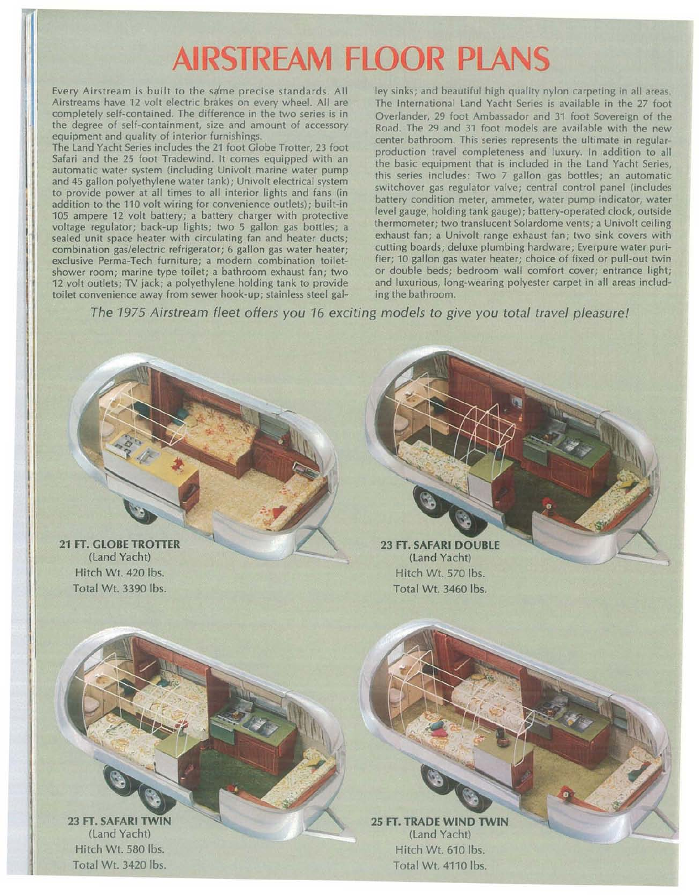# AIRSTREAM FLOOR PLANS

Every Airstream is built to the same precise standards. All Airstreams have 12 volt electric brakes on every wheel. All are completely self-contained. The difference in the two series is in the degree of self-containment, size and amount of accessory equipment and quality of interior furnishings.

The Land Yacht Series includes the 21 foot Globe Trotter, 23 foot Safari and the 25 foot Tradewind. It comes equipped with an automatic water system (including Univolt marine water pump and 45 gallon polyethylene water tank); Univolt electrical system to provide power at all times to all interior lights and fans (in addition to the 110 volt wiring for convenience outlets); built-in 105 ampere 12 volt battery; a battery charger with protective voltage regulator; back-up lights; two 5 gallon gas bottles; a sealed unit space heater with circulating fan and heater ducts; combination gas/electric refrigerator; 6 gallon gas water heater; exclusive Perma-Tech furniture; a modern combination toilet-shower room; marine type toilet; a bathroom exhaust fan; two 12 volt outlets; TV jack; a polyethylene holding tank to provide toilet convenience away from sewer hook-up; stainless steel galley sinks; and beautiful high quality nylon carpeting in all areas.

The International Land Yacht Series is available in the 27 foot Overlander, 29 foot Ambassador and 31 foot Sovereign of the Road. The 29 and 31 foot models are available with the new center bathroom. This series represents the ultimate in regular-production travel completeness and luxury. In addition to all the basic equipment that is included in the Land Yacht Series, this series includes: Two 7 gallon gas bottles; an automatic switchover gas regulator valve; central control panel (includes battery condition meter, ammeter, water pump indicator, water level gauge, holding tank gauge); battery-operated clock, outside thermometer; two translucent Solardome vents; a Univolt ceiling exhaust fan; a Univolt range exhaust fan; two sink covers with cutting boards; deluxe plumbing hardware; Everpure water purifier; 10 gallon gas water heater; choice of fixed or pull-out twin or double beds; bedroom wall comfort cover; entrance light; and luxurious, long-wearing polyester carpet in all areas including the bathroom.

*The 1975 Airstream fleet offers you 16 exciting models to give you total travel pleasure!*

**21 FT. GLOBE TROTTER**
(Land Yacht)
Hitch Wt. 420 lbs.
Total Wt. 3390 lbs.

**23 FT. SAFARI DOUBLE**
(Land Yacht)
Hitch Wt. 570 lbs.
Total Wt. 3460 lbs.

**23 FT. SAFARI TWIN**
(Land Yacht)
Hitch Wt. 580 lbs.
Total Wt. 3420 lbs.

**25 FT. TRADE WIND TWIN**
(Land Yacht)
Hitch Wt. 610 lbs.
Total Wt. 4110 lbs.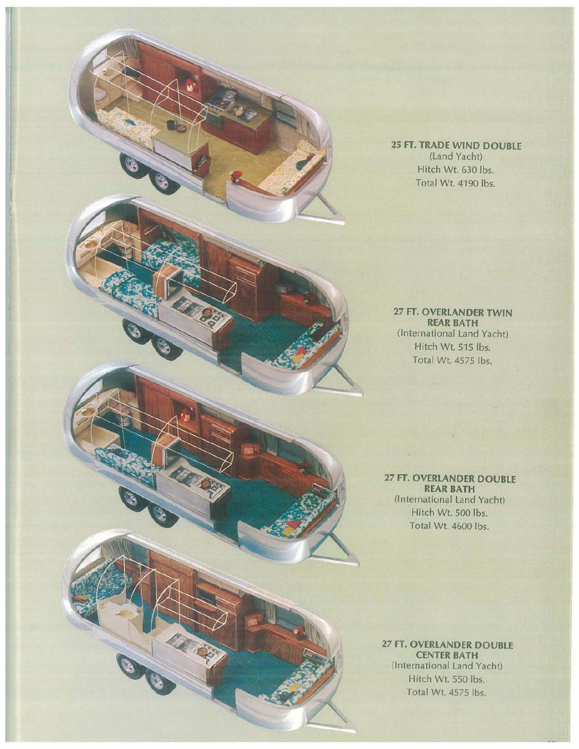**25 FT. TRADE WIND DOUBLE**
(Land Yacht)
Hitch Wt. 630 lbs.
Total Wt. 4190 lbs.

**27 FT. OVERLANDER TWIN REAR BATH**
(International Land Yacht)
Hitch Wt. 515 lbs.
Total Wt. 4575 lbs.

**27 FT. OVERLANDER DOUBLE REAR BATH**
(International Land Yacht)
Hitch Wt. 500 lbs.
Total Wt. 4600 lbs.

**27 FT. OVERLANDER DOUBLE CENTER BATH**
(International Land Yacht)
Hitch Wt. 550 lbs.
Total Wt. 4575 lbs.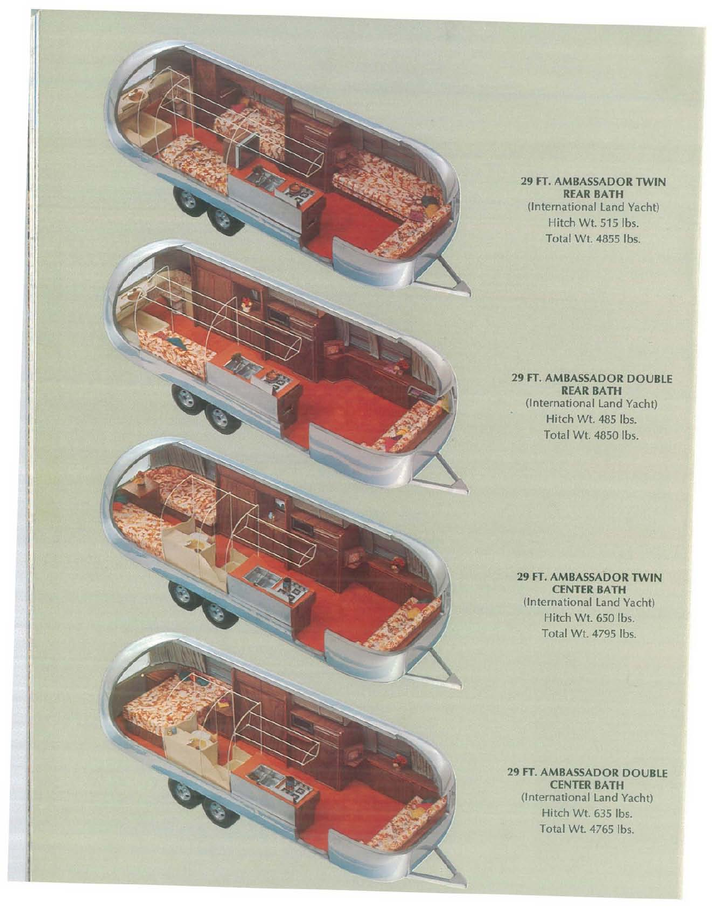**29 FT. AMBASSADOR TWIN REAR BATH**
(International Land Yacht)
Hitch Wt. 515 lbs.
Total Wt. 4855 lbs.

**29 FT. AMBASSADOR DOUBLE REAR BATH**
(International Land Yacht)
Hitch Wt. 485 lbs.
Total Wt. 4850 lbs.

**29 FT. AMBASSADOR TWIN CENTER BATH**
(International Land Yacht)
Hitch Wt. 650 lbs.
Total Wt. 4795 lbs.

**29 FT. AMBASSADOR DOUBLE CENTER BATH**
(International Land Yacht)
Hitch Wt. 635 lbs.
Total Wt. 4765 lbs.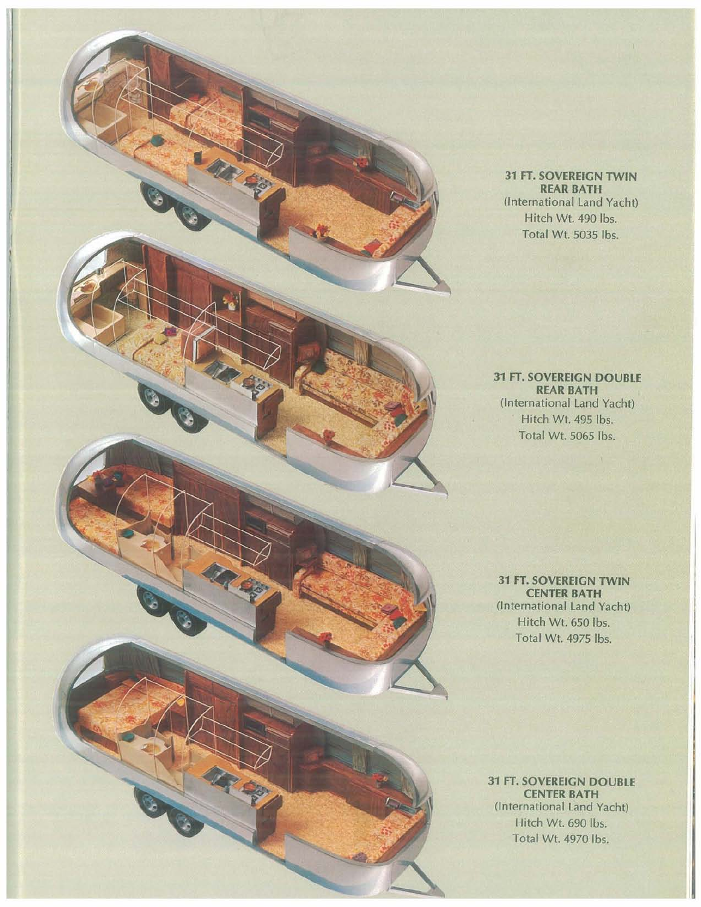**31 FT. SOVEREIGN TWIN REAR BATH**
(International Land Yacht)
Hitch Wt. 490 lbs.
Total Wt. 5035 lbs.

**31 FT. SOVEREIGN DOUBLE REAR BATH**
(International Land Yacht)
Hitch Wt. 495 lbs.
Total Wt. 5065 lbs.

**31 FT. SOVEREIGN TWIN CENTER BATH**
(International Land Yacht)
Hitch Wt. 650 lbs.
Total Wt. 4975 lbs.

**31 FT. SOVEREIGN DOUBLE CENTER BATH**
(International Land Yacht)
Hitch Wt. 690 lbs.
Total Wt. 4970 lbs.